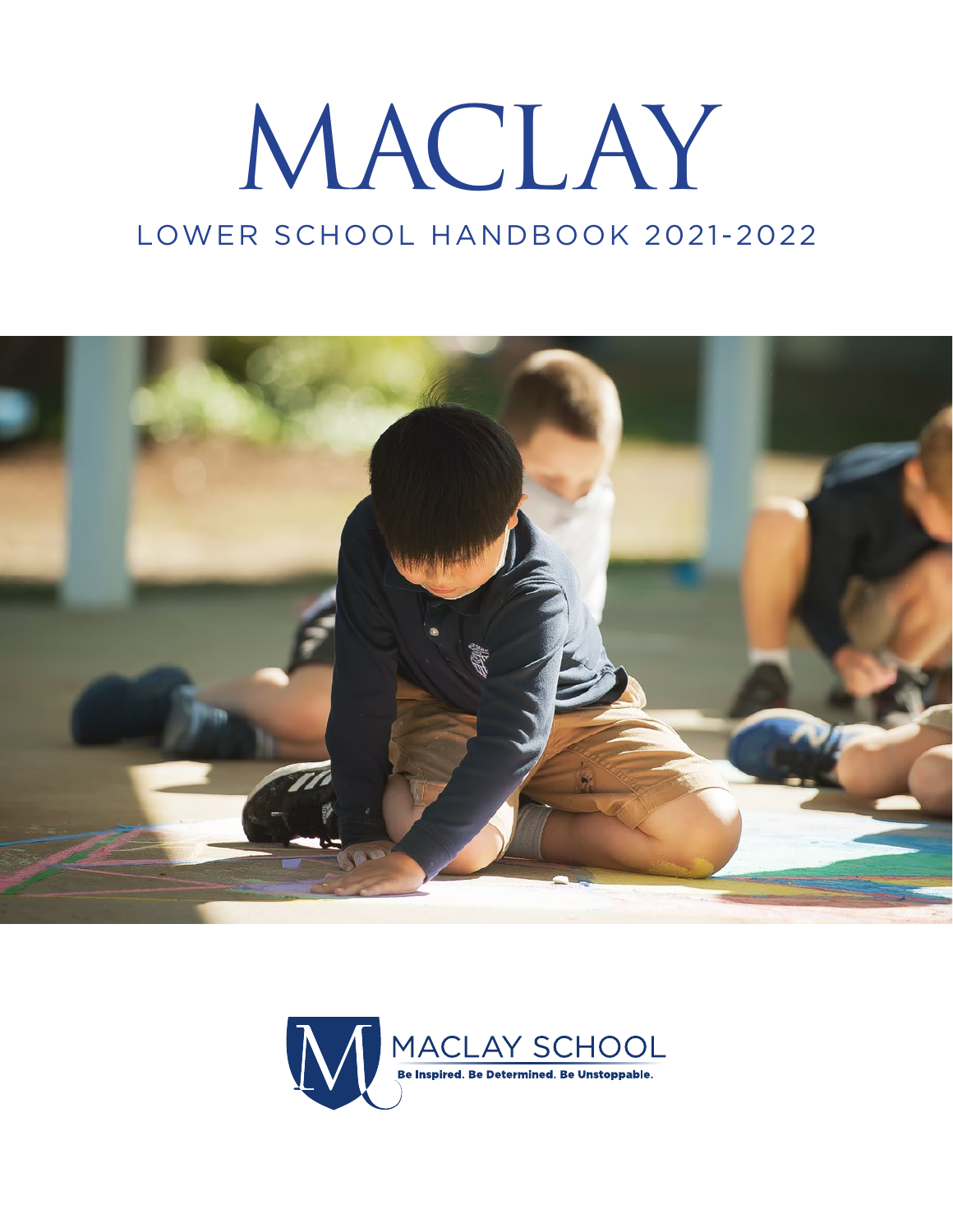# MACLAY

## LOWER SCHOOL HANDBOOK 2021-2022

MACLAY SCHOOL

Be Inspired. Be Determined. Be Unstoppable.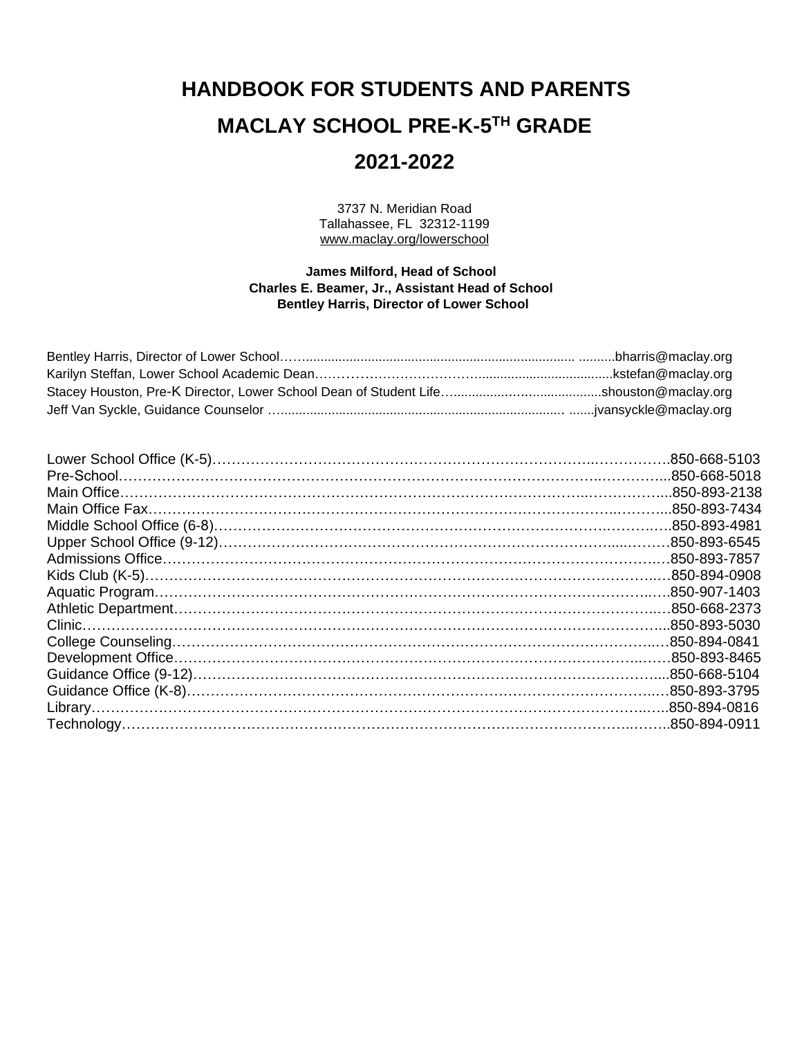# HANDBOOK FOR STUDENTS AND PARENTS

# MACLAY SCHOOL PRE-K-5TH GRADE

# 2021-2022

3737 N. Meridian Road
Tallahassee, FL 32312-1199
www.maclay.org/lowerschool

**James Milford, Head of School**
**Charles E. Beamer, Jr., Assistant Head of School**
**Bentley Harris, Director of Lower School**

Bentley Harris, Director of Lower School……...........................................................................bharris@maclay.org
Karilyn Steffan, Lower School Academic Dean….………………………….....................................kstefan@maclay.org
Stacey Houston, Pre-K Director, Lower School Dean of Student Life…........................................shouston@maclay.org
Jeff Van Syckle, Guidance Counselor …............................................................................ .......jvansyckle@maclay.org

Lower School Office (K-5)…………………………………………………………………………..…………….850-668-5103
Pre-School…………………………………………………………………………………………..…………...850-668-5018
Main Office…………………………………………………………………………………………..……………..850-893-2138
Main Office Fax……………………………………………………………………………………….………...850-893-7434
Middle School Office (6-8)………………………………………………………….……………….………….850-893-4981
Upper School Office (9-12)……………………………………………………………………………....………850-893-6545
Admissions Office……………………………………………………………………………………….…….850-893-7857
Kids Club (K-5)…………………………………………………………………………………………..….850-894-0908
Aquatic Program…………………………………………………………………………………………..….850-907-1403
Athletic Department……………………………………………………………………………………..….850-668-2373
Clinic…………………………………………………………………………………………………………...850-893-5030
College Counseling……………………………………………………………………………………..….850-894-0841
Development Office…………………………………………………………………………………..……850-893-8465
Guidance Office (9-12)………………………………………………………………………………….....850-668-5104
Guidance Office (K-8)………………………………………………………………………………..….850-893-3795
Library……………………………………………………………………………………………..…..850-894-0816
Technology…………………………………………………………………………………………..…….850-894-0911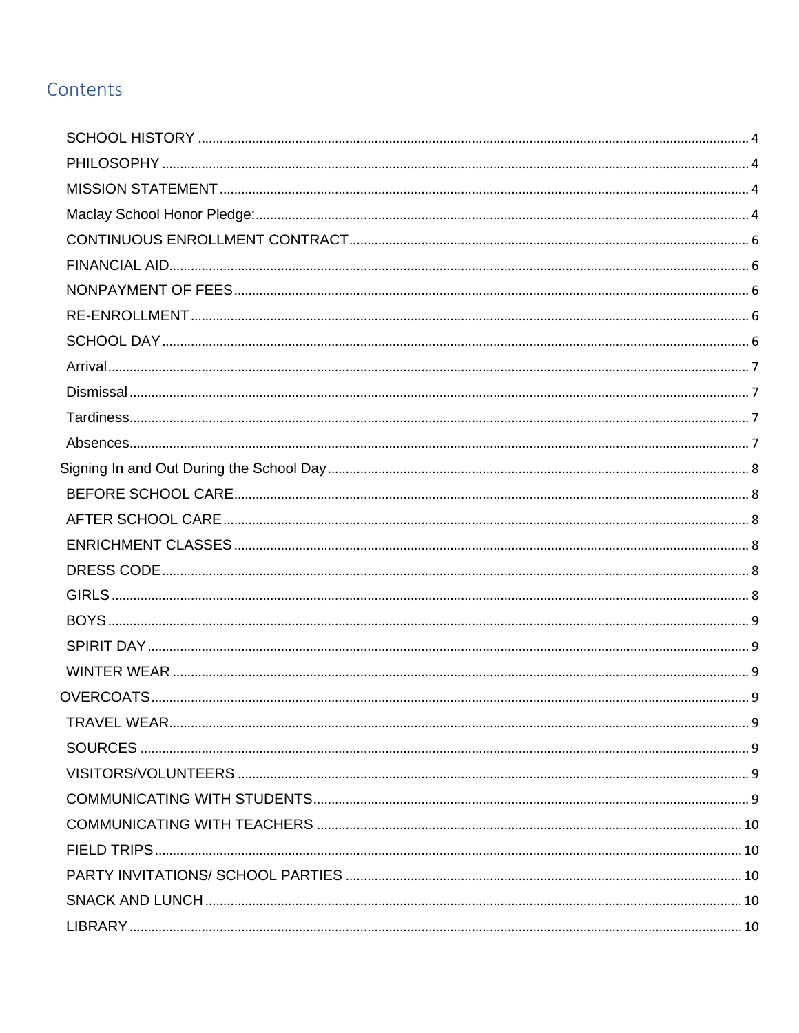# Contents

- SCHOOL HISTORY ..... 4
- PHILOSOPHY ..... 4
- MISSION STATEMENT ..... 4
- Maclay School Honor Pledge: ..... 4
- CONTINUOUS ENROLLMENT CONTRACT ..... 6
- FINANCIAL AID ..... 6
- NONPAYMENT OF FEES ..... 6
- RE-ENROLLMENT ..... 6
- SCHOOL DAY ..... 6
- Arrival ..... 7
- Dismissal ..... 7
- Tardiness ..... 7
- Absences ..... 7
- Signing In and Out During the School Day ..... 8
- BEFORE SCHOOL CARE ..... 8
- AFTER SCHOOL CARE ..... 8
- ENRICHMENT CLASSES ..... 8
- DRESS CODE ..... 8
- GIRLS ..... 8
- BOYS ..... 9
- SPIRIT DAY ..... 9
- WINTER WEAR ..... 9
- OVERCOATS ..... 9
- TRAVEL WEAR ..... 9
- SOURCES ..... 9
- VISITORS/VOLUNTEERS ..... 9
- COMMUNICATING WITH STUDENTS ..... 9
- COMMUNICATING WITH TEACHERS ..... 10
- FIELD TRIPS ..... 10
- PARTY INVITATIONS/ SCHOOL PARTIES ..... 10
- SNACK AND LUNCH ..... 10
- LIBRARY ..... 10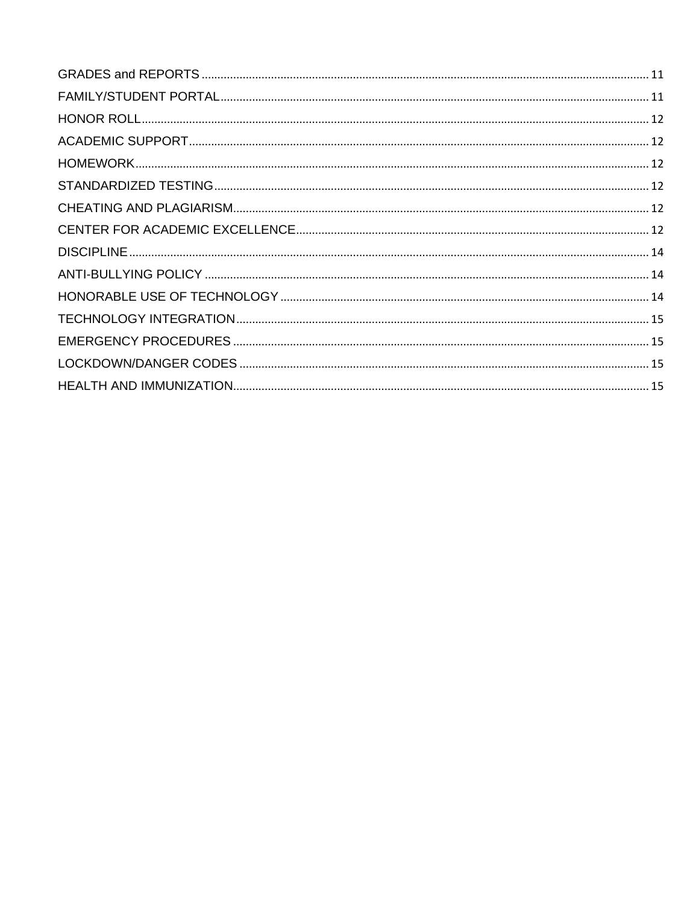GRADES and REPORTS ........................................................................................................................................ 11
FAMILY/STUDENT PORTAL ................................................................................................................................ 11
HONOR ROLL ..................................................................................................................................................... 12
ACADEMIC SUPPORT ......................................................................................................................................... 12
HOMEWORK ....................................................................................................................................................... 12
STANDARDIZED TESTING .................................................................................................................................. 12
CHEATING AND PLAGIARISM ............................................................................................................................ 12
CENTER FOR ACADEMIC EXCELLENCE ............................................................................................................. 12
DISCIPLINE ......................................................................................................................................................... 14
ANTI-BULLYING POLICY .................................................................................................................................... 14
HONORABLE USE OF TECHNOLOGY ................................................................................................................. 14
TECHNOLOGY INTEGRATION ............................................................................................................................ 15
EMERGENCY PROCEDURES .............................................................................................................................. 15
LOCKDOWN/DANGER CODES ........................................................................................................................... 15
HEALTH AND IMMUNIZATION ........................................................................................................................... 15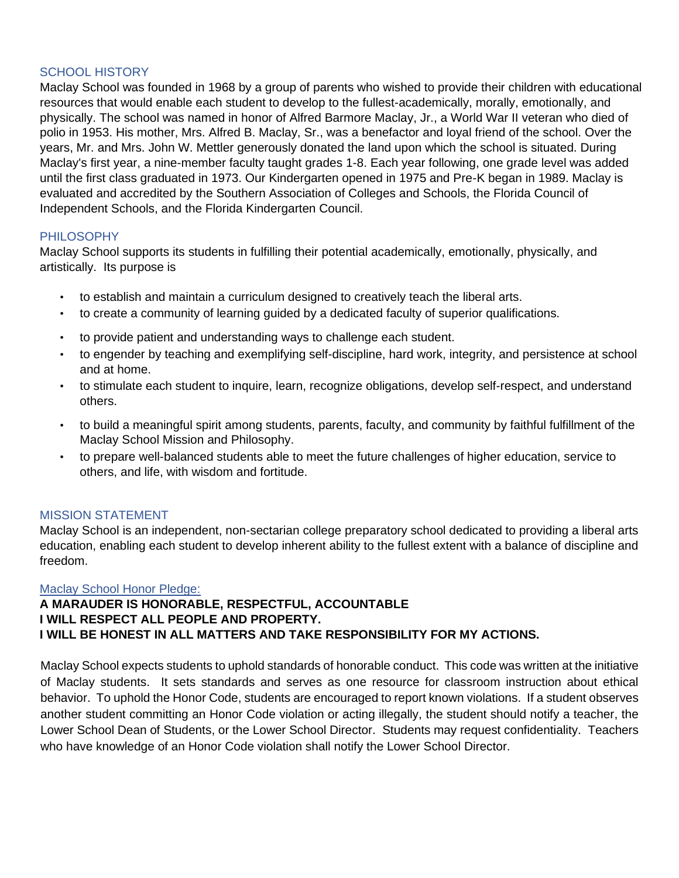## SCHOOL HISTORY

Maclay School was founded in 1968 by a group of parents who wished to provide their children with educational resources that would enable each student to develop to the fullest-academically, morally, emotionally, and physically. The school was named in honor of Alfred Barmore Maclay, Jr., a World War II veteran who died of polio in 1953. His mother, Mrs. Alfred B. Maclay, Sr., was a benefactor and loyal friend of the school. Over the years, Mr. and Mrs. John W. Mettler generously donated the land upon which the school is situated. During Maclay's first year, a nine-member faculty taught grades 1-8. Each year following, one grade level was added until the first class graduated in 1973. Our Kindergarten opened in 1975 and Pre-K began in 1989. Maclay is evaluated and accredited by the Southern Association of Colleges and Schools, the Florida Council of Independent Schools, and the Florida Kindergarten Council.

## PHILOSOPHY

Maclay School supports its students in fulfilling their potential academically, emotionally, physically, and artistically. Its purpose is

- to establish and maintain a curriculum designed to creatively teach the liberal arts.
- to create a community of learning guided by a dedicated faculty of superior qualifications.
- to provide patient and understanding ways to challenge each student.
- to engender by teaching and exemplifying self-discipline, hard work, integrity, and persistence at school and at home.
- to stimulate each student to inquire, learn, recognize obligations, develop self-respect, and understand others.
- to build a meaningful spirit among students, parents, faculty, and community by faithful fulfillment of the Maclay School Mission and Philosophy.
- to prepare well-balanced students able to meet the future challenges of higher education, service to others, and life, with wisdom and fortitude.

## MISSION STATEMENT

Maclay School is an independent, non-sectarian college preparatory school dedicated to providing a liberal arts education, enabling each student to develop inherent ability to the fullest extent with a balance of discipline and freedom.

## Maclay School Honor Pledge:

**A MARAUDER IS HONORABLE, RESPECTFUL, ACCOUNTABLE**
**I WILL RESPECT ALL PEOPLE AND PROPERTY.**
**I WILL BE HONEST IN ALL MATTERS AND TAKE RESPONSIBILITY FOR MY ACTIONS.**

Maclay School expects students to uphold standards of honorable conduct. This code was written at the initiative of Maclay students. It sets standards and serves as one resource for classroom instruction about ethical behavior. To uphold the Honor Code, students are encouraged to report known violations. If a student observes another student committing an Honor Code violation or acting illegally, the student should notify a teacher, the Lower School Dean of Students, or the Lower School Director. Students may request confidentiality. Teachers who have knowledge of an Honor Code violation shall notify the Lower School Director.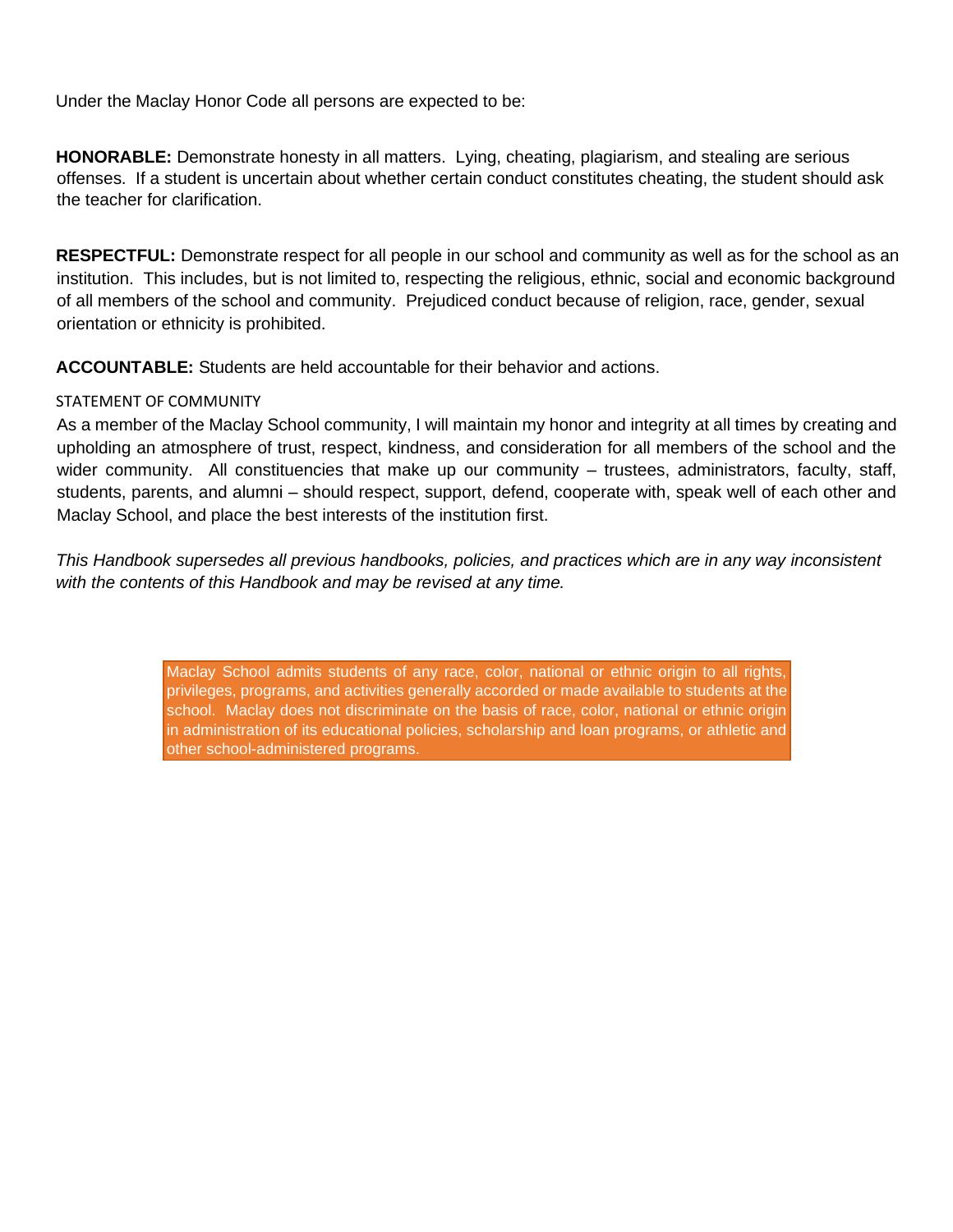Under the Maclay Honor Code all persons are expected to be:

**HONORABLE:** Demonstrate honesty in all matters. Lying, cheating, plagiarism, and stealing are serious offenses. If a student is uncertain about whether certain conduct constitutes cheating, the student should ask the teacher for clarification.

**RESPECTFUL:** Demonstrate respect for all people in our school and community as well as for the school as an institution. This includes, but is not limited to, respecting the religious, ethnic, social and economic background of all members of the school and community. Prejudiced conduct because of religion, race, gender, sexual orientation or ethnicity is prohibited.

**ACCOUNTABLE:** Students are held accountable for their behavior and actions.

STATEMENT OF COMMUNITY

As a member of the Maclay School community, I will maintain my honor and integrity at all times by creating and upholding an atmosphere of trust, respect, kindness, and consideration for all members of the school and the wider community. All constituencies that make up our community – trustees, administrators, faculty, staff, students, parents, and alumni – should respect, support, defend, cooperate with, speak well of each other and Maclay School, and place the best interests of the institution first.

*This Handbook supersedes all previous handbooks, policies, and practices which are in any way inconsistent with the contents of this Handbook and may be revised at any time.*

Maclay School admits students of any race, color, national or ethnic origin to all rights, privileges, programs, and activities generally accorded or made available to students at the school. Maclay does not discriminate on the basis of race, color, national or ethnic origin in administration of its educational policies, scholarship and loan programs, or athletic and other school-administered programs.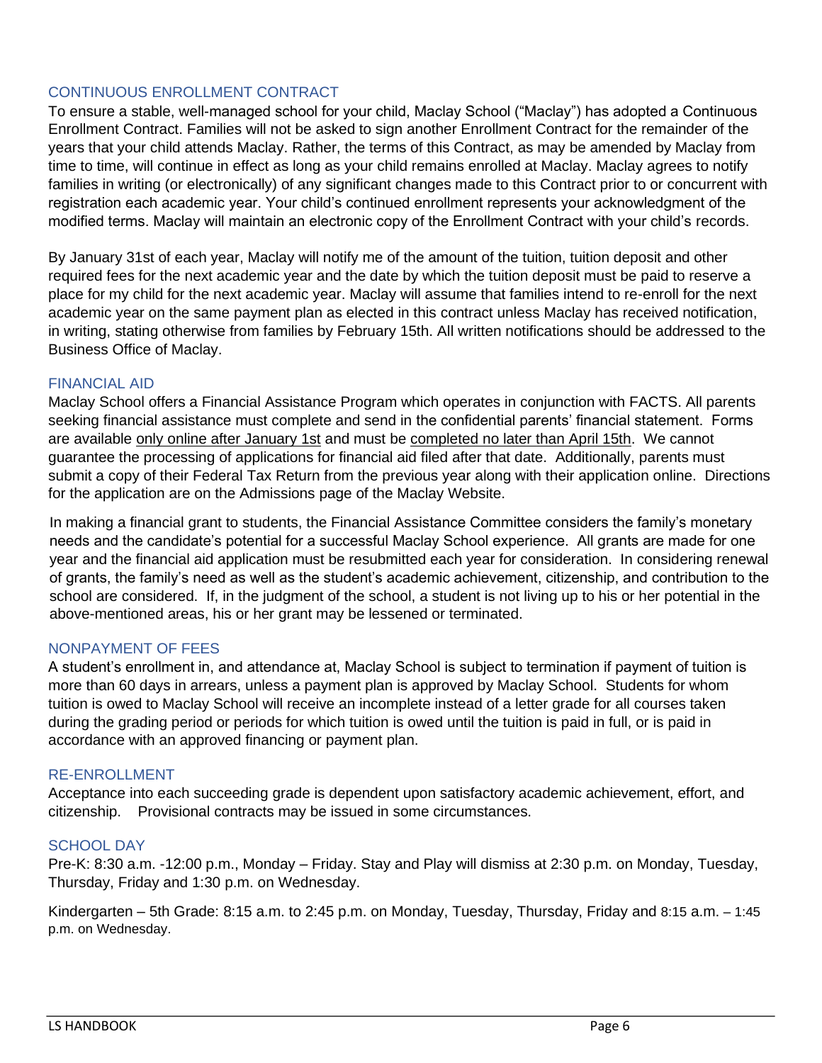## CONTINUOUS ENROLLMENT CONTRACT

To ensure a stable, well-managed school for your child, Maclay School ("Maclay") has adopted a Continuous Enrollment Contract. Families will not be asked to sign another Enrollment Contract for the remainder of the years that your child attends Maclay. Rather, the terms of this Contract, as may be amended by Maclay from time to time, will continue in effect as long as your child remains enrolled at Maclay. Maclay agrees to notify families in writing (or electronically) of any significant changes made to this Contract prior to or concurrent with registration each academic year. Your child's continued enrollment represents your acknowledgment of the modified terms. Maclay will maintain an electronic copy of the Enrollment Contract with your child's records.

By January 31st of each year, Maclay will notify me of the amount of the tuition, tuition deposit and other required fees for the next academic year and the date by which the tuition deposit must be paid to reserve a place for my child for the next academic year. Maclay will assume that families intend to re-enroll for the next academic year on the same payment plan as elected in this contract unless Maclay has received notification, in writing, stating otherwise from families by February 15th. All written notifications should be addressed to the Business Office of Maclay.

## FINANCIAL AID

Maclay School offers a Financial Assistance Program which operates in conjunction with FACTS. All parents seeking financial assistance must complete and send in the confidential parents' financial statement. Forms are available <u>only online after January 1st</u> and must be <u>completed no later than April 15th</u>. We cannot guarantee the processing of applications for financial aid filed after that date. Additionally, parents must submit a copy of their Federal Tax Return from the previous year along with their application online. Directions for the application are on the Admissions page of the Maclay Website.

In making a financial grant to students, the Financial Assistance Committee considers the family's monetary needs and the candidate's potential for a successful Maclay School experience. All grants are made for one year and the financial aid application must be resubmitted each year for consideration. In considering renewal of grants, the family's need as well as the student's academic achievement, citizenship, and contribution to the school are considered. If, in the judgment of the school, a student is not living up to his or her potential in the above-mentioned areas, his or her grant may be lessened or terminated.

## NONPAYMENT OF FEES

A student's enrollment in, and attendance at, Maclay School is subject to termination if payment of tuition is more than 60 days in arrears, unless a payment plan is approved by Maclay School. Students for whom tuition is owed to Maclay School will receive an incomplete instead of a letter grade for all courses taken during the grading period or periods for which tuition is owed until the tuition is paid in full, or is paid in accordance with an approved financing or payment plan.

## RE-ENROLLMENT

Acceptance into each succeeding grade is dependent upon satisfactory academic achievement, effort, and citizenship. Provisional contracts may be issued in some circumstances.

## SCHOOL DAY

Pre-K: 8:30 a.m. -12:00 p.m., Monday – Friday. Stay and Play will dismiss at 2:30 p.m. on Monday, Tuesday, Thursday, Friday and 1:30 p.m. on Wednesday.

Kindergarten – 5th Grade: 8:15 a.m. to 2:45 p.m. on Monday, Tuesday, Thursday, Friday and 8:15 a.m. – 1:45 p.m. on Wednesday.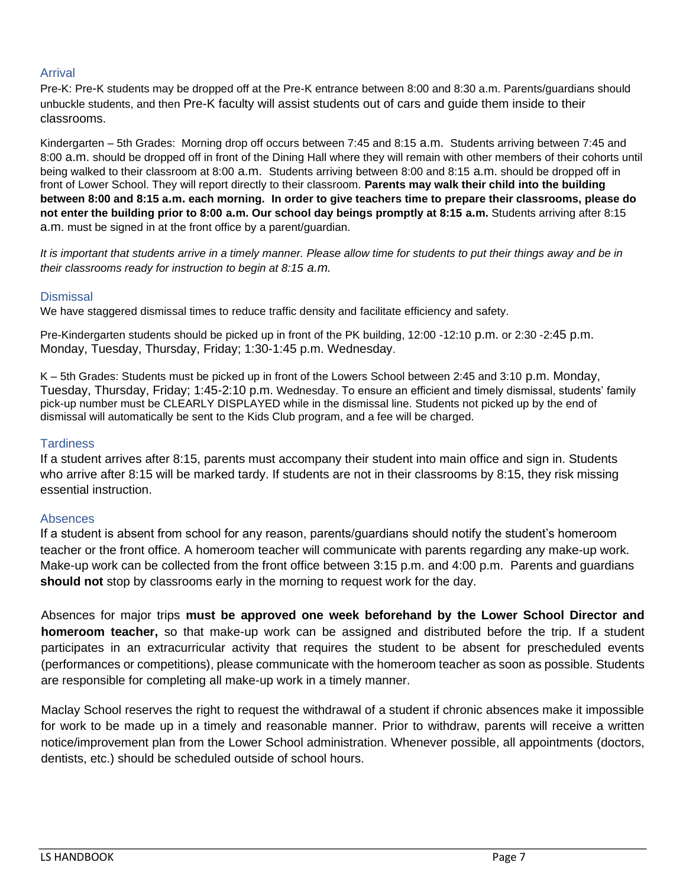## Arrival

Pre-K: Pre-K students may be dropped off at the Pre-K entrance between 8:00 and 8:30 a.m. Parents/guardians should unbuckle students, and then Pre-K faculty will assist students out of cars and guide them inside to their classrooms.

Kindergarten – 5th Grades: Morning drop off occurs between 7:45 and 8:15 a.m. Students arriving between 7:45 and 8:00 a.m. should be dropped off in front of the Dining Hall where they will remain with other members of their cohorts until being walked to their classroom at 8:00 a.m. Students arriving between 8:00 and 8:15 a.m. should be dropped off in front of Lower School. They will report directly to their classroom. **Parents may walk their child into the building between 8:00 and 8:15 a.m. each morning. In order to give teachers time to prepare their classrooms, please do not enter the building prior to 8:00 a.m. Our school day beings promptly at 8:15 a.m.** Students arriving after 8:15 a.m. must be signed in at the front office by a parent/guardian.

*It is important that students arrive in a timely manner. Please allow time for students to put their things away and be in their classrooms ready for instruction to begin at 8:15 a.m.*

## Dismissal

We have staggered dismissal times to reduce traffic density and facilitate efficiency and safety.

Pre-Kindergarten students should be picked up in front of the PK building, 12:00 -12:10 p.m. or 2:30 -2:45 p.m. Monday, Tuesday, Thursday, Friday; 1:30-1:45 p.m. Wednesday.

K – 5th Grades: Students must be picked up in front of the Lowers School between 2:45 and 3:10 p.m. Monday, Tuesday, Thursday, Friday; 1:45-2:10 p.m. Wednesday. To ensure an efficient and timely dismissal, students' family pick-up number must be CLEARLY DISPLAYED while in the dismissal line. Students not picked up by the end of dismissal will automatically be sent to the Kids Club program, and a fee will be charged.

## Tardiness

If a student arrives after 8:15, parents must accompany their student into main office and sign in. Students who arrive after 8:15 will be marked tardy. If students are not in their classrooms by 8:15, they risk missing essential instruction.

## Absences

If a student is absent from school for any reason, parents/guardians should notify the student's homeroom teacher or the front office. A homeroom teacher will communicate with parents regarding any make-up work. Make-up work can be collected from the front office between 3:15 p.m. and 4:00 p.m. Parents and guardians **should not** stop by classrooms early in the morning to request work for the day.

Absences for major trips **must be approved one week beforehand by the Lower School Director and homeroom teacher,** so that make-up work can be assigned and distributed before the trip. If a student participates in an extracurricular activity that requires the student to be absent for prescheduled events (performances or competitions), please communicate with the homeroom teacher as soon as possible. Students are responsible for completing all make-up work in a timely manner.

Maclay School reserves the right to request the withdrawal of a student if chronic absences make it impossible for work to be made up in a timely and reasonable manner. Prior to withdraw, parents will receive a written notice/improvement plan from the Lower School administration. Whenever possible, all appointments (doctors, dentists, etc.) should be scheduled outside of school hours.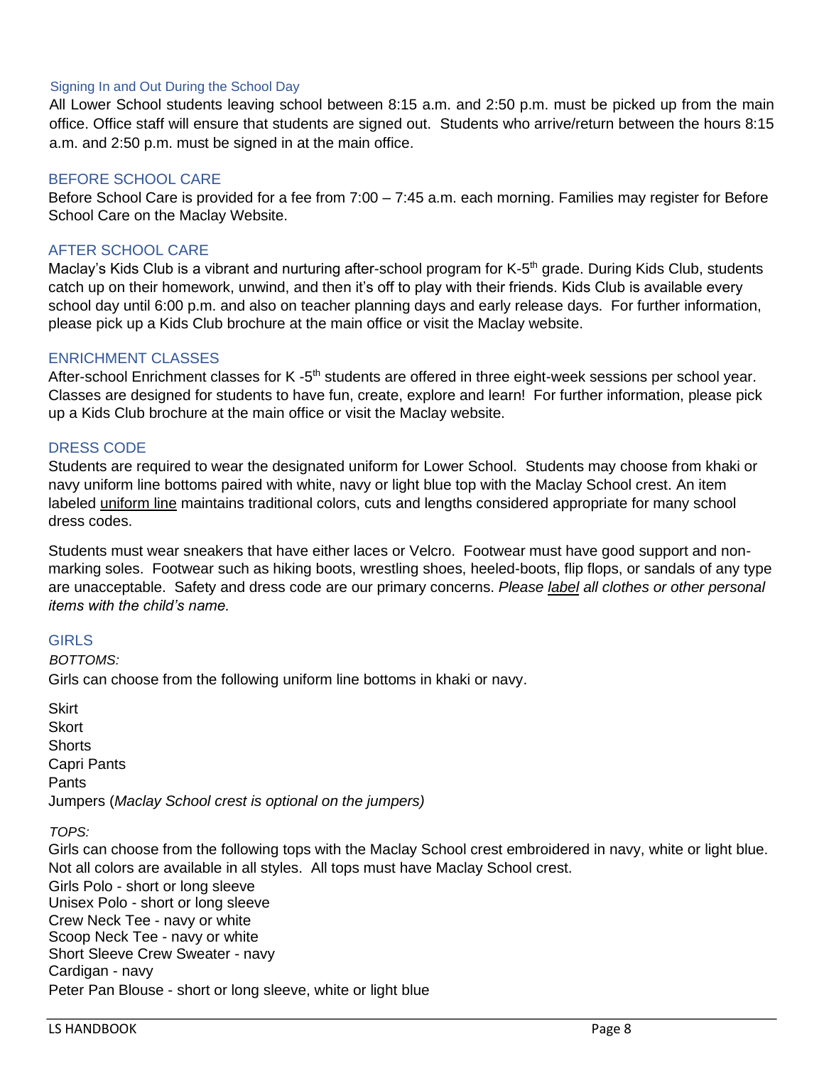### Signing In and Out During the School Day

All Lower School students leaving school between 8:15 a.m. and 2:50 p.m. must be picked up from the main office. Office staff will ensure that students are signed out. Students who arrive/return between the hours 8:15 a.m. and 2:50 p.m. must be signed in at the main office.

## BEFORE SCHOOL CARE

Before School Care is provided for a fee from 7:00 – 7:45 a.m. each morning. Families may register for Before School Care on the Maclay Website.

## AFTER SCHOOL CARE

Maclay's Kids Club is a vibrant and nurturing after-school program for K-5th grade. During Kids Club, students catch up on their homework, unwind, and then it's off to play with their friends. Kids Club is available every school day until 6:00 p.m. and also on teacher planning days and early release days. For further information, please pick up a Kids Club brochure at the main office or visit the Maclay website.

## ENRICHMENT CLASSES

After-school Enrichment classes for K -5th students are offered in three eight-week sessions per school year. Classes are designed for students to have fun, create, explore and learn! For further information, please pick up a Kids Club brochure at the main office or visit the Maclay website.

## DRESS CODE

Students are required to wear the designated uniform for Lower School. Students may choose from khaki or navy uniform line bottoms paired with white, navy or light blue top with the Maclay School crest. An item labeled uniform line maintains traditional colors, cuts and lengths considered appropriate for many school dress codes.

Students must wear sneakers that have either laces or Velcro. Footwear must have good support and non-marking soles. Footwear such as hiking boots, wrestling shoes, heeled-boots, flip flops, or sandals of any type are unacceptable. Safety and dress code are our primary concerns. *Please label all clothes or other personal items with the child's name.*

## GIRLS

*BOTTOMS:*

Girls can choose from the following uniform line bottoms in khaki or navy.

Skirt
Skort
Shorts
Capri Pants
Pants
Jumpers (*Maclay School crest is optional on the jumpers)*

*TOPS:*

Girls can choose from the following tops with the Maclay School crest embroidered in navy, white or light blue. Not all colors are available in all styles. All tops must have Maclay School crest.
Girls Polo - short or long sleeve
Unisex Polo - short or long sleeve
Crew Neck Tee - navy or white
Scoop Neck Tee - navy or white
Short Sleeve Crew Sweater - navy
Cardigan - navy
Peter Pan Blouse - short or long sleeve, white or light blue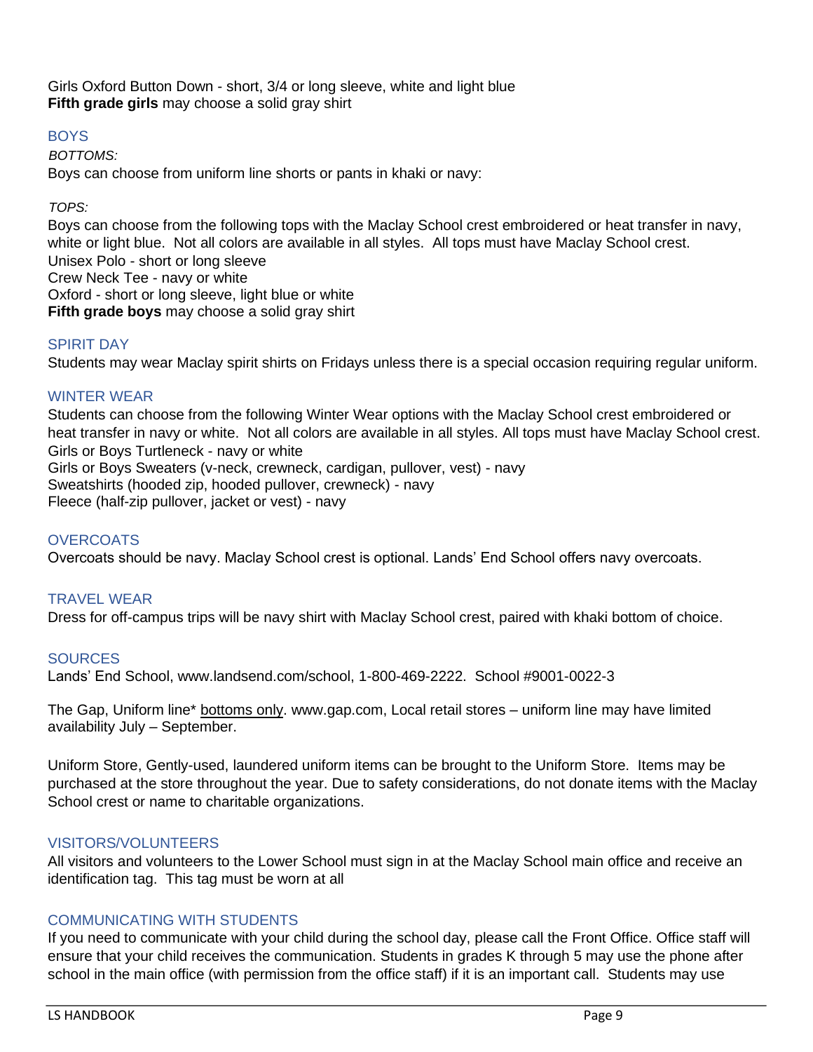Girls Oxford Button Down - short, 3/4 or long sleeve, white and light blue
**Fifth grade girls** may choose a solid gray shirt

## BOYS

*BOTTOMS:*
Boys can choose from uniform line shorts or pants in khaki or navy:

*TOPS:*
Boys can choose from the following tops with the Maclay School crest embroidered or heat transfer in navy, white or light blue. Not all colors are available in all styles. All tops must have Maclay School crest.
Unisex Polo - short or long sleeve
Crew Neck Tee - navy or white
Oxford - short or long sleeve, light blue or white
**Fifth grade boys** may choose a solid gray shirt

## SPIRIT DAY

Students may wear Maclay spirit shirts on Fridays unless there is a special occasion requiring regular uniform.

## WINTER WEAR

Students can choose from the following Winter Wear options with the Maclay School crest embroidered or heat transfer in navy or white. Not all colors are available in all styles. All tops must have Maclay School crest.
Girls or Boys Turtleneck - navy or white
Girls or Boys Sweaters (v-neck, crewneck, cardigan, pullover, vest) - navy
Sweatshirts (hooded zip, hooded pullover, crewneck) - navy
Fleece (half-zip pullover, jacket or vest) - navy

## OVERCOATS

Overcoats should be navy. Maclay School crest is optional. Lands' End School offers navy overcoats.

## TRAVEL WEAR

Dress for off-campus trips will be navy shirt with Maclay School crest, paired with khaki bottom of choice.

## SOURCES

Lands' End School, www.landsend.com/school, 1-800-469-2222. School #9001-0022-3

The Gap, Uniform line* <u>bottoms only</u>. www.gap.com, Local retail stores – uniform line may have limited availability July – September.

Uniform Store, Gently-used, laundered uniform items can be brought to the Uniform Store. Items may be purchased at the store throughout the year. Due to safety considerations, do not donate items with the Maclay School crest or name to charitable organizations.

## VISITORS/VOLUNTEERS

All visitors and volunteers to the Lower School must sign in at the Maclay School main office and receive an identification tag. This tag must be worn at all

## COMMUNICATING WITH STUDENTS

If you need to communicate with your child during the school day, please call the Front Office. Office staff will ensure that your child receives the communication. Students in grades K through 5 may use the phone after school in the main office (with permission from the office staff) if it is an important call. Students may use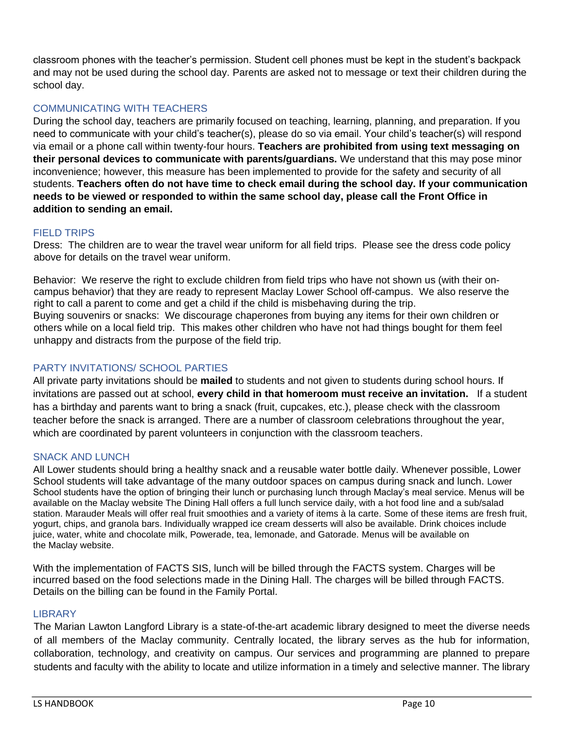classroom phones with the teacher's permission. Student cell phones must be kept in the student's backpack and may not be used during the school day. Parents are asked not to message or text their children during the school day.

## COMMUNICATING WITH TEACHERS

During the school day, teachers are primarily focused on teaching, learning, planning, and preparation. If you need to communicate with your child's teacher(s), please do so via email. Your child's teacher(s) will respond via email or a phone call within twenty-four hours. **Teachers are prohibited from using text messaging on their personal devices to communicate with parents/guardians.** We understand that this may pose minor inconvenience; however, this measure has been implemented to provide for the safety and security of all students. **Teachers often do not have time to check email during the school day. If your communication needs to be viewed or responded to within the same school day, please call the Front Office in addition to sending an email.**

## FIELD TRIPS

Dress: The children are to wear the travel wear uniform for all field trips. Please see the dress code policy above for details on the travel wear uniform.

Behavior: We reserve the right to exclude children from field trips who have not shown us (with their on-campus behavior) that they are ready to represent Maclay Lower School off-campus. We also reserve the right to call a parent to come and get a child if the child is misbehaving during the trip.
Buying souvenirs or snacks: We discourage chaperones from buying any items for their own children or others while on a local field trip. This makes other children who have not had things bought for them feel unhappy and distracts from the purpose of the field trip.

## PARTY INVITATIONS/ SCHOOL PARTIES

All private party invitations should be **mailed** to students and not given to students during school hours. If invitations are passed out at school, **every child in that homeroom must receive an invitation.** If a student has a birthday and parents want to bring a snack (fruit, cupcakes, etc.), please check with the classroom teacher before the snack is arranged. There are a number of classroom celebrations throughout the year, which are coordinated by parent volunteers in conjunction with the classroom teachers.

## SNACK AND LUNCH

All Lower students should bring a healthy snack and a reusable water bottle daily. Whenever possible, Lower School students will take advantage of the many outdoor spaces on campus during snack and lunch. Lower School students have the option of bringing their lunch or purchasing lunch through Maclay's meal service. Menus will be available on the Maclay website The Dining Hall offers a full lunch service daily, with a hot food line and a sub/salad station. Marauder Meals will offer real fruit smoothies and a variety of items à la carte. Some of these items are fresh fruit, yogurt, chips, and granola bars. Individually wrapped ice cream desserts will also be available. Drink choices include juice, water, white and chocolate milk, Powerade, tea, lemonade, and Gatorade. Menus will be available on the Maclay website.

With the implementation of FACTS SIS, lunch will be billed through the FACTS system. Charges will be incurred based on the food selections made in the Dining Hall. The charges will be billed through FACTS. Details on the billing can be found in the Family Portal.

## LIBRARY

The Marian Lawton Langford Library is a state-of-the-art academic library designed to meet the diverse needs of all members of the Maclay community. Centrally located, the library serves as the hub for information, collaboration, technology, and creativity on campus. Our services and programming are planned to prepare students and faculty with the ability to locate and utilize information in a timely and selective manner. The library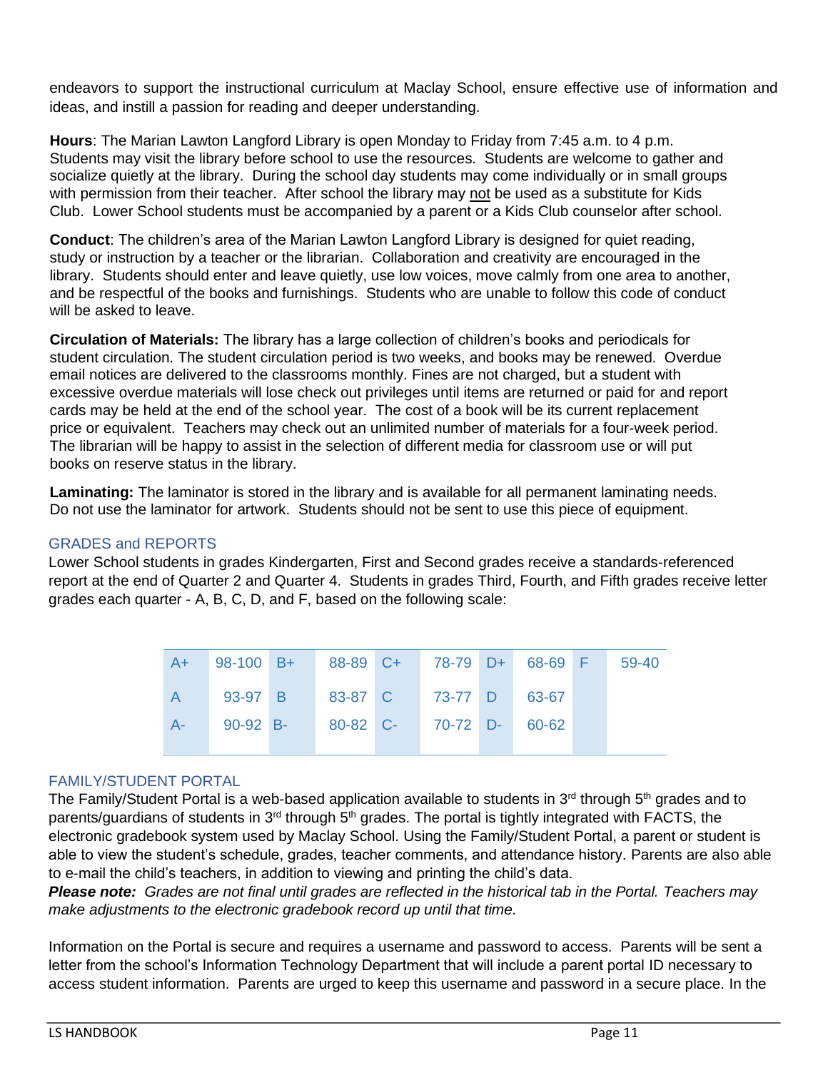endeavors to support the instructional curriculum at Maclay School, ensure effective use of information and ideas, and instill a passion for reading and deeper understanding.

**Hours**: The Marian Lawton Langford Library is open Monday to Friday from 7:45 a.m. to 4 p.m. Students may visit the library before school to use the resources. Students are welcome to gather and socialize quietly at the library. During the school day students may come individually or in small groups with permission from their teacher. After school the library may not be used as a substitute for Kids Club. Lower School students must be accompanied by a parent or a Kids Club counselor after school.

**Conduct**: The children's area of the Marian Lawton Langford Library is designed for quiet reading, study or instruction by a teacher or the librarian. Collaboration and creativity are encouraged in the library. Students should enter and leave quietly, use low voices, move calmly from one area to another, and be respectful of the books and furnishings. Students who are unable to follow this code of conduct will be asked to leave.

**Circulation of Materials:** The library has a large collection of children's books and periodicals for student circulation. The student circulation period is two weeks, and books may be renewed. Overdue email notices are delivered to the classrooms monthly. Fines are not charged, but a student with excessive overdue materials will lose check out privileges until items are returned or paid for and report cards may be held at the end of the school year. The cost of a book will be its current replacement price or equivalent. Teachers may check out an unlimited number of materials for a four-week period. The librarian will be happy to assist in the selection of different media for classroom use or will put books on reserve status in the library.

**Laminating:** The laminator is stored in the library and is available for all permanent laminating needs. Do not use the laminator for artwork. Students should not be sent to use this piece of equipment.

## GRADES and REPORTS

Lower School students in grades Kindergarten, First and Second grades receive a standards-referenced report at the end of Quarter 2 and Quarter 4. Students in grades Third, Fourth, and Fifth grades receive letter grades each quarter - A, B, C, D, and F, based on the following scale:

| | | | | | | | | | |
|---|---|---|---|---|---|---|---|---|---|
| A+ | 98-100 | B+ | 88-89 | C+ | 78-79 | D+ | 68-69 | F | 59-40 |
| A | 93-97 | B | 83-87 | C | 73-77 | D | 63-67 | | |
| A- | 90-92 | B- | 80-82 | C- | 70-72 | D- | 60-62 | | |

## FAMILY/STUDENT PORTAL

The Family/Student Portal is a web-based application available to students in 3rd through 5th grades and to parents/guardians of students in 3rd through 5th grades. The portal is tightly integrated with FACTS, the electronic gradebook system used by Maclay School. Using the Family/Student Portal, a parent or student is able to view the student's schedule, grades, teacher comments, and attendance history. Parents are also able to e-mail the child's teachers, in addition to viewing and printing the child's data.

***Please note:*** *Grades are not final until grades are reflected in the historical tab in the Portal. Teachers may make adjustments to the electronic gradebook record up until that time.*

Information on the Portal is secure and requires a username and password to access. Parents will be sent a letter from the school's Information Technology Department that will include a parent portal ID necessary to access student information. Parents are urged to keep this username and password in a secure place. In the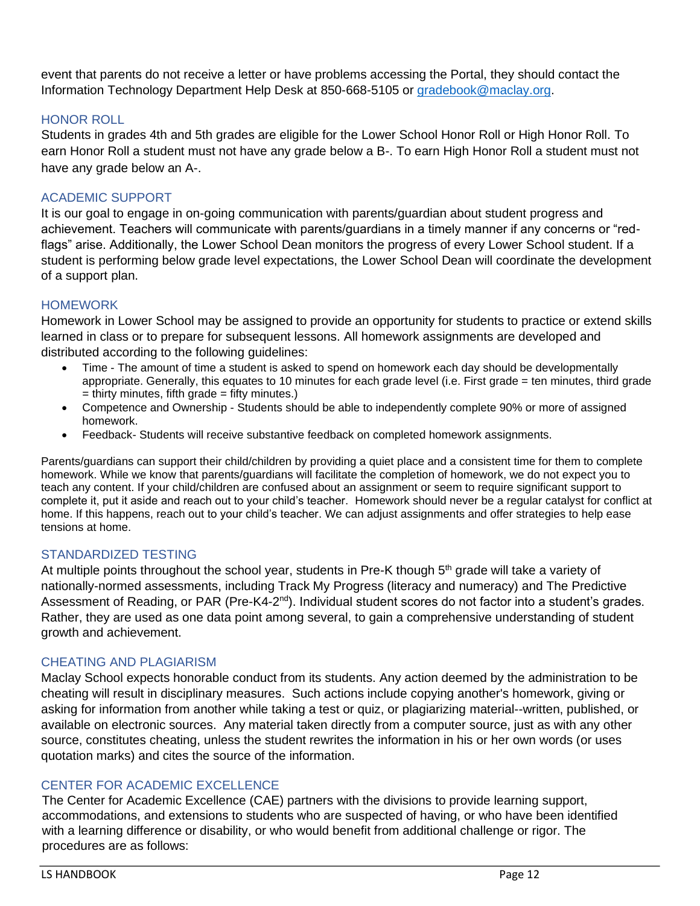event that parents do not receive a letter or have problems accessing the Portal, they should contact the Information Technology Department Help Desk at 850-668-5105 or [gradebook@maclay.org](mailto:gradebook@maclay.org).

## HONOR ROLL

Students in grades 4th and 5th grades are eligible for the Lower School Honor Roll or High Honor Roll. To earn Honor Roll a student must not have any grade below a B-. To earn High Honor Roll a student must not have any grade below an A-.

## ACADEMIC SUPPORT

It is our goal to engage in on-going communication with parents/guardian about student progress and achievement. Teachers will communicate with parents/guardians in a timely manner if any concerns or "red-flags" arise. Additionally, the Lower School Dean monitors the progress of every Lower School student. If a student is performing below grade level expectations, the Lower School Dean will coordinate the development of a support plan.

## HOMEWORK

Homework in Lower School may be assigned to provide an opportunity for students to practice or extend skills learned in class or to prepare for subsequent lessons. All homework assignments are developed and distributed according to the following guidelines:

- Time - The amount of time a student is asked to spend on homework each day should be developmentally appropriate. Generally, this equates to 10 minutes for each grade level (i.e. First grade = ten minutes, third grade = thirty minutes, fifth grade = fifty minutes.)
- Competence and Ownership - Students should be able to independently complete 90% or more of assigned homework.
- Feedback- Students will receive substantive feedback on completed homework assignments.

Parents/guardians can support their child/children by providing a quiet place and a consistent time for them to complete homework. While we know that parents/guardians will facilitate the completion of homework, we do not expect you to teach any content. If your child/children are confused about an assignment or seem to require significant support to complete it, put it aside and reach out to your child's teacher. Homework should never be a regular catalyst for conflict at home. If this happens, reach out to your child's teacher. We can adjust assignments and offer strategies to help ease tensions at home.

## STANDARDIZED TESTING

At multiple points throughout the school year, students in Pre-K though 5th grade will take a variety of nationally-normed assessments, including Track My Progress (literacy and numeracy) and The Predictive Assessment of Reading, or PAR (Pre-K4-2nd). Individual student scores do not factor into a student's grades. Rather, they are used as one data point among several, to gain a comprehensive understanding of student growth and achievement.

## CHEATING AND PLAGIARISM

Maclay School expects honorable conduct from its students. Any action deemed by the administration to be cheating will result in disciplinary measures. Such actions include copying another's homework, giving or asking for information from another while taking a test or quiz, or plagiarizing material--written, published, or available on electronic sources. Any material taken directly from a computer source, just as with any other source, constitutes cheating, unless the student rewrites the information in his or her own words (or uses quotation marks) and cites the source of the information.

## CENTER FOR ACADEMIC EXCELLENCE

The Center for Academic Excellence (CAE) partners with the divisions to provide learning support, accommodations, and extensions to students who are suspected of having, or who have been identified with a learning difference or disability, or who would benefit from additional challenge or rigor. The procedures are as follows: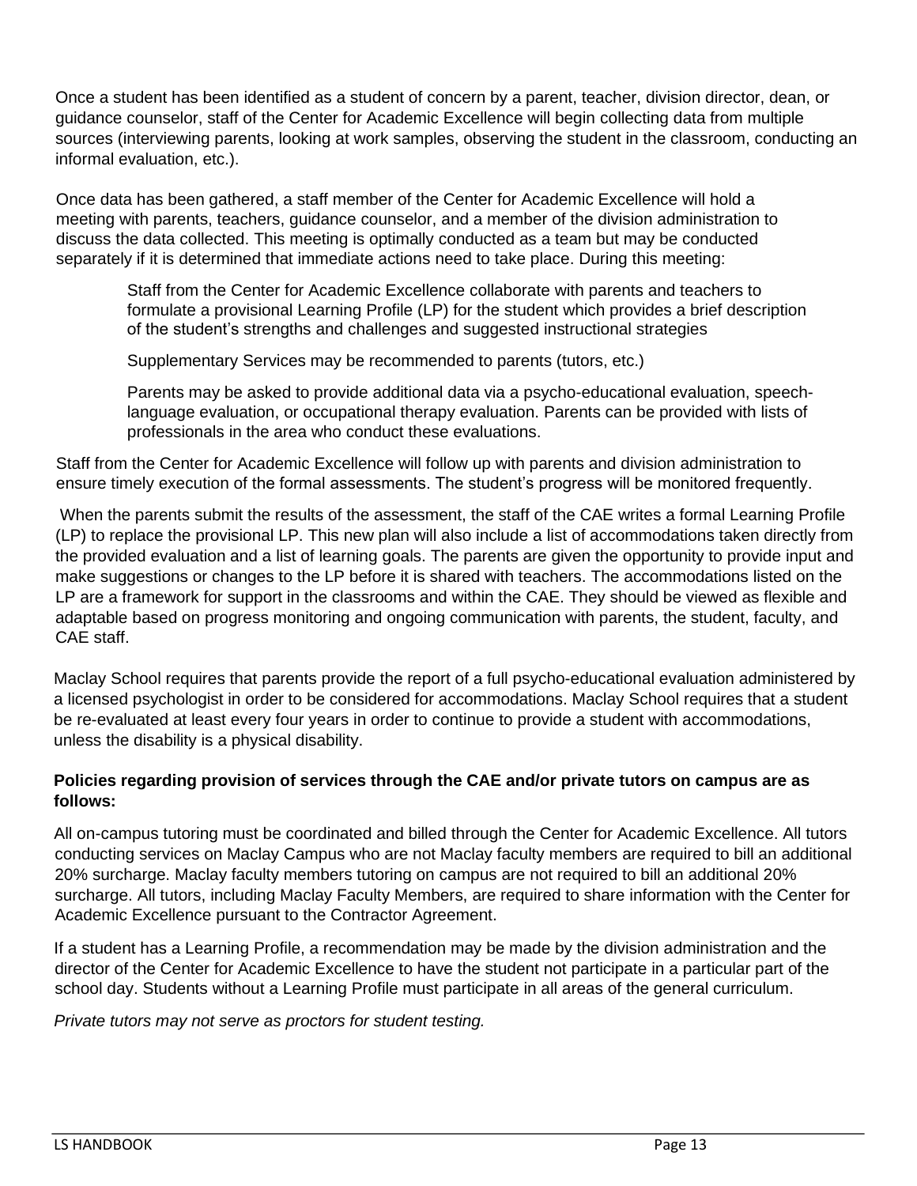Once a student has been identified as a student of concern by a parent, teacher, division director, dean, or guidance counselor, staff of the Center for Academic Excellence will begin collecting data from multiple sources (interviewing parents, looking at work samples, observing the student in the classroom, conducting an informal evaluation, etc.).

Once data has been gathered, a staff member of the Center for Academic Excellence will hold a meeting with parents, teachers, guidance counselor, and a member of the division administration to discuss the data collected. This meeting is optimally conducted as a team but may be conducted separately if it is determined that immediate actions need to take place. During this meeting:

> Staff from the Center for Academic Excellence collaborate with parents and teachers to formulate a provisional Learning Profile (LP) for the student which provides a brief description of the student's strengths and challenges and suggested instructional strategies
>
> Supplementary Services may be recommended to parents (tutors, etc.)
>
> Parents may be asked to provide additional data via a psycho-educational evaluation, speech-language evaluation, or occupational therapy evaluation. Parents can be provided with lists of professionals in the area who conduct these evaluations.

Staff from the Center for Academic Excellence will follow up with parents and division administration to ensure timely execution of the formal assessments. The student's progress will be monitored frequently.

When the parents submit the results of the assessment, the staff of the CAE writes a formal Learning Profile (LP) to replace the provisional LP. This new plan will also include a list of accommodations taken directly from the provided evaluation and a list of learning goals. The parents are given the opportunity to provide input and make suggestions or changes to the LP before it is shared with teachers. The accommodations listed on the LP are a framework for support in the classrooms and within the CAE. They should be viewed as flexible and adaptable based on progress monitoring and ongoing communication with parents, the student, faculty, and CAE staff.

Maclay School requires that parents provide the report of a full psycho-educational evaluation administered by a licensed psychologist in order to be considered for accommodations. Maclay School requires that a student be re-evaluated at least every four years in order to continue to provide a student with accommodations, unless the disability is a physical disability.

**Policies regarding provision of services through the CAE and/or private tutors on campus are as follows:**

All on-campus tutoring must be coordinated and billed through the Center for Academic Excellence. All tutors conducting services on Maclay Campus who are not Maclay faculty members are required to bill an additional 20% surcharge. Maclay faculty members tutoring on campus are not required to bill an additional 20% surcharge. All tutors, including Maclay Faculty Members, are required to share information with the Center for Academic Excellence pursuant to the Contractor Agreement.

If a student has a Learning Profile, a recommendation may be made by the division administration and the director of the Center for Academic Excellence to have the student not participate in a particular part of the school day. Students without a Learning Profile must participate in all areas of the general curriculum.

*Private tutors may not serve as proctors for student testing.*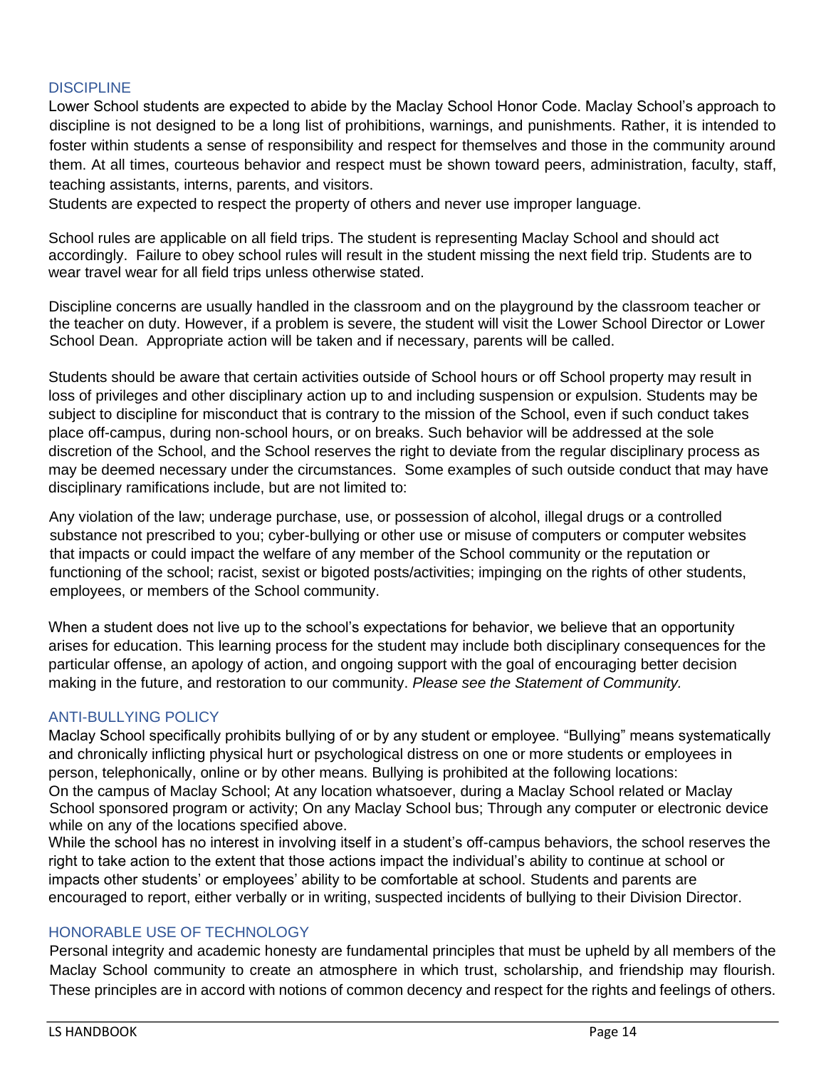## DISCIPLINE

Lower School students are expected to abide by the Maclay School Honor Code. Maclay School's approach to discipline is not designed to be a long list of prohibitions, warnings, and punishments. Rather, it is intended to foster within students a sense of responsibility and respect for themselves and those in the community around them. At all times, courteous behavior and respect must be shown toward peers, administration, faculty, staff, teaching assistants, interns, parents, and visitors.
Students are expected to respect the property of others and never use improper language.

School rules are applicable on all field trips. The student is representing Maclay School and should act accordingly. Failure to obey school rules will result in the student missing the next field trip. Students are to wear travel wear for all field trips unless otherwise stated.

Discipline concerns are usually handled in the classroom and on the playground by the classroom teacher or the teacher on duty. However, if a problem is severe, the student will visit the Lower School Director or Lower School Dean. Appropriate action will be taken and if necessary, parents will be called.

Students should be aware that certain activities outside of School hours or off School property may result in loss of privileges and other disciplinary action up to and including suspension or expulsion. Students may be subject to discipline for misconduct that is contrary to the mission of the School, even if such conduct takes place off-campus, during non-school hours, or on breaks. Such behavior will be addressed at the sole discretion of the School, and the School reserves the right to deviate from the regular disciplinary process as may be deemed necessary under the circumstances. Some examples of such outside conduct that may have disciplinary ramifications include, but are not limited to:

Any violation of the law; underage purchase, use, or possession of alcohol, illegal drugs or a controlled substance not prescribed to you; cyber-bullying or other use or misuse of computers or computer websites that impacts or could impact the welfare of any member of the School community or the reputation or functioning of the school; racist, sexist or bigoted posts/activities; impinging on the rights of other students, employees, or members of the School community.

When a student does not live up to the school's expectations for behavior, we believe that an opportunity arises for education. This learning process for the student may include both disciplinary consequences for the particular offense, an apology of action, and ongoing support with the goal of encouraging better decision making in the future, and restoration to our community. *Please see the Statement of Community.*

## ANTI-BULLYING POLICY

Maclay School specifically prohibits bullying of or by any student or employee. "Bullying" means systematically and chronically inflicting physical hurt or psychological distress on one or more students or employees in person, telephonically, online or by other means. Bullying is prohibited at the following locations:
On the campus of Maclay School; At any location whatsoever, during a Maclay School related or Maclay School sponsored program or activity; On any Maclay School bus; Through any computer or electronic device while on any of the locations specified above.
While the school has no interest in involving itself in a student's off-campus behaviors, the school reserves the right to take action to the extent that those actions impact the individual's ability to continue at school or impacts other students' or employees' ability to be comfortable at school. Students and parents are encouraged to report, either verbally or in writing, suspected incidents of bullying to their Division Director.

## HONORABLE USE OF TECHNOLOGY

Personal integrity and academic honesty are fundamental principles that must be upheld by all members of the Maclay School community to create an atmosphere in which trust, scholarship, and friendship may flourish. These principles are in accord with notions of common decency and respect for the rights and feelings of others.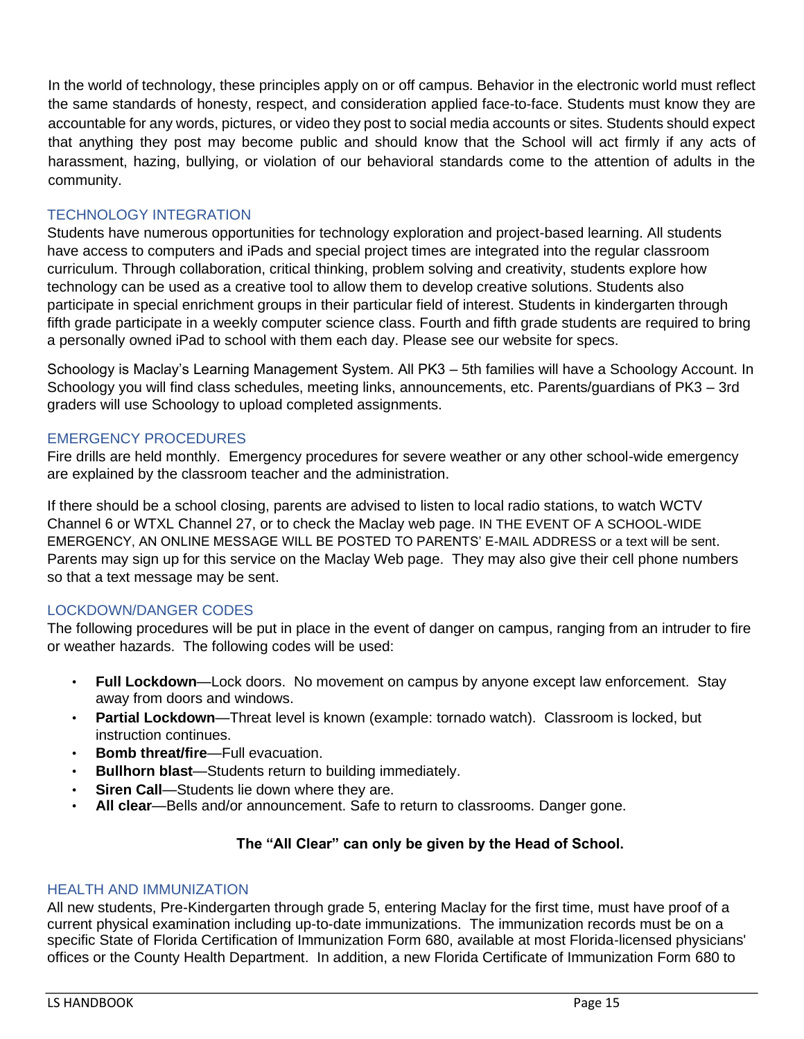In the world of technology, these principles apply on or off campus. Behavior in the electronic world must reflect the same standards of honesty, respect, and consideration applied face-to-face. Students must know they are accountable for any words, pictures, or video they post to social media accounts or sites. Students should expect that anything they post may become public and should know that the School will act firmly if any acts of harassment, hazing, bullying, or violation of our behavioral standards come to the attention of adults in the community.

## TECHNOLOGY INTEGRATION

Students have numerous opportunities for technology exploration and project-based learning. All students have access to computers and iPads and special project times are integrated into the regular classroom curriculum. Through collaboration, critical thinking, problem solving and creativity, students explore how technology can be used as a creative tool to allow them to develop creative solutions. Students also participate in special enrichment groups in their particular field of interest. Students in kindergarten through fifth grade participate in a weekly computer science class. Fourth and fifth grade students are required to bring a personally owned iPad to school with them each day. Please see our website for specs.

Schoology is Maclay's Learning Management System. All PK3 – 5th families will have a Schoology Account. In Schoology you will find class schedules, meeting links, announcements, etc. Parents/guardians of PK3 – 3rd graders will use Schoology to upload completed assignments.

## EMERGENCY PROCEDURES

Fire drills are held monthly. Emergency procedures for severe weather or any other school-wide emergency are explained by the classroom teacher and the administration.

If there should be a school closing, parents are advised to listen to local radio stations, to watch WCTV Channel 6 or WTXL Channel 27, or to check the Maclay web page. IN THE EVENT OF A SCHOOL-WIDE EMERGENCY, AN ONLINE MESSAGE WILL BE POSTED TO PARENTS' E-MAIL ADDRESS or a text will be sent. Parents may sign up for this service on the Maclay Web page. They may also give their cell phone numbers so that a text message may be sent.

## LOCKDOWN/DANGER CODES

The following procedures will be put in place in the event of danger on campus, ranging from an intruder to fire or weather hazards. The following codes will be used:

- **Full Lockdown**—Lock doors. No movement on campus by anyone except law enforcement. Stay away from doors and windows.
- **Partial Lockdown**—Threat level is known (example: tornado watch). Classroom is locked, but instruction continues.
- **Bomb threat/fire**—Full evacuation.
- **Bullhorn blast**—Students return to building immediately.
- **Siren Call**—Students lie down where they are.
- **All clear**—Bells and/or announcement. Safe to return to classrooms. Danger gone.

**The "All Clear" can only be given by the Head of School.**

## HEALTH AND IMMUNIZATION

All new students, Pre-Kindergarten through grade 5, entering Maclay for the first time, must have proof of a current physical examination including up-to-date immunizations. The immunization records must be on a specific State of Florida Certification of Immunization Form 680, available at most Florida-licensed physicians' offices or the County Health Department. In addition, a new Florida Certificate of Immunization Form 680 to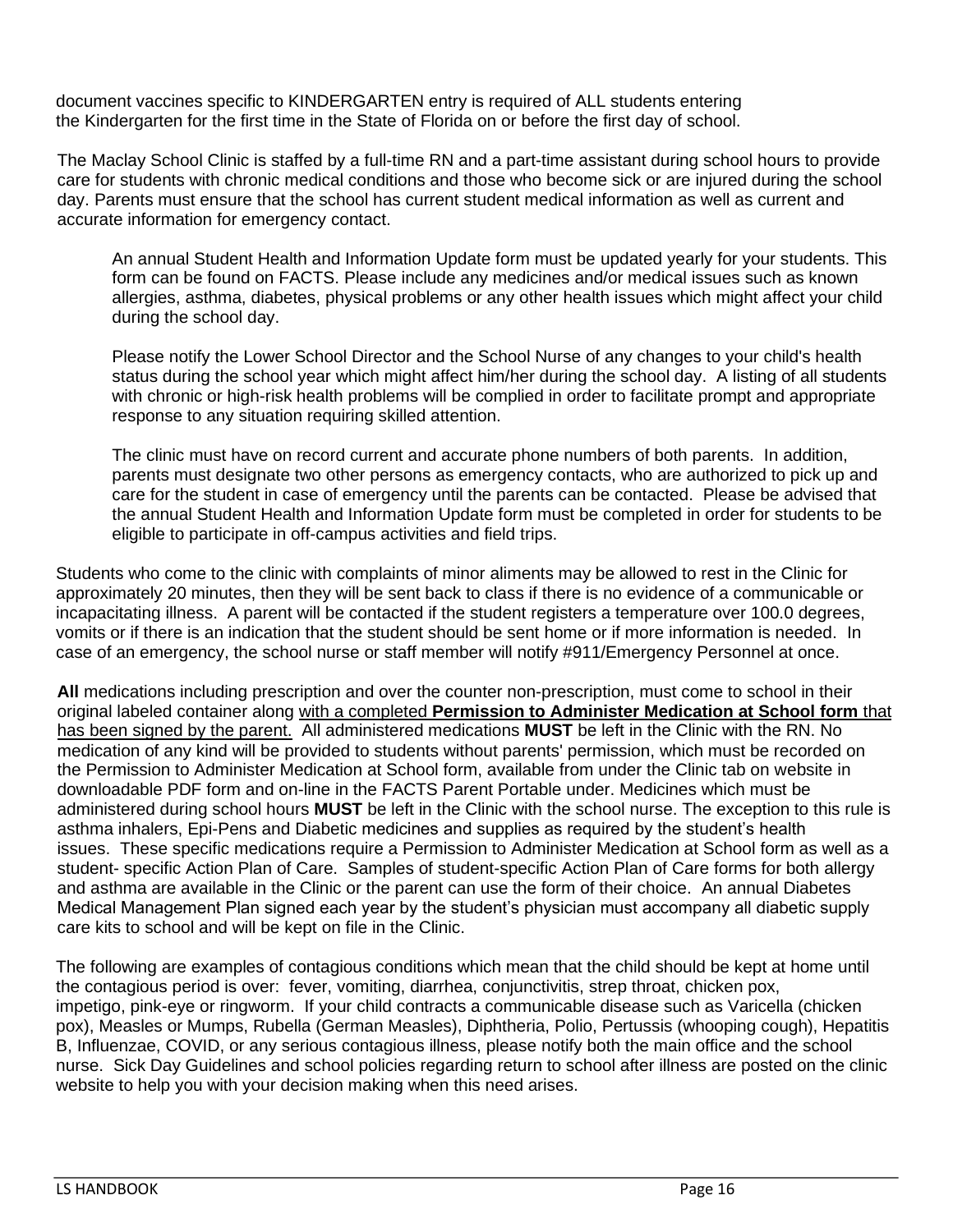document vaccines specific to KINDERGARTEN entry is required of ALL students entering the Kindergarten for the first time in the State of Florida on or before the first day of school.

The Maclay School Clinic is staffed by a full-time RN and a part-time assistant during school hours to provide care for students with chronic medical conditions and those who become sick or are injured during the school day. Parents must ensure that the school has current student medical information as well as current and accurate information for emergency contact.

An annual Student Health and Information Update form must be updated yearly for your students. This form can be found on FACTS. Please include any medicines and/or medical issues such as known allergies, asthma, diabetes, physical problems or any other health issues which might affect your child during the school day.

Please notify the Lower School Director and the School Nurse of any changes to your child's health status during the school year which might affect him/her during the school day. A listing of all students with chronic or high-risk health problems will be complied in order to facilitate prompt and appropriate response to any situation requiring skilled attention.

The clinic must have on record current and accurate phone numbers of both parents. In addition, parents must designate two other persons as emergency contacts, who are authorized to pick up and care for the student in case of emergency until the parents can be contacted. Please be advised that the annual Student Health and Information Update form must be completed in order for students to be eligible to participate in off-campus activities and field trips.

Students who come to the clinic with complaints of minor aliments may be allowed to rest in the Clinic for approximately 20 minutes, then they will be sent back to class if there is no evidence of a communicable or incapacitating illness. A parent will be contacted if the student registers a temperature over 100.0 degrees, vomits or if there is an indication that the student should be sent home or if more information is needed. In case of an emergency, the school nurse or staff member will notify #911/Emergency Personnel at once.

**All** medications including prescription and over the counter non-prescription, must come to school in their original labeled container along with a completed **Permission to Administer Medication at School form** that has been signed by the parent. All administered medications **MUST** be left in the Clinic with the RN. No medication of any kind will be provided to students without parents' permission, which must be recorded on the Permission to Administer Medication at School form, available from under the Clinic tab on website in downloadable PDF form and on-line in the FACTS Parent Portable under. Medicines which must be administered during school hours **MUST** be left in the Clinic with the school nurse. The exception to this rule is asthma inhalers, Epi-Pens and Diabetic medicines and supplies as required by the student's health issues. These specific medications require a Permission to Administer Medication at School form as well as a student- specific Action Plan of Care. Samples of student-specific Action Plan of Care forms for both allergy and asthma are available in the Clinic or the parent can use the form of their choice. An annual Diabetes Medical Management Plan signed each year by the student's physician must accompany all diabetic supply care kits to school and will be kept on file in the Clinic.

The following are examples of contagious conditions which mean that the child should be kept at home until the contagious period is over: fever, vomiting, diarrhea, conjunctivitis, strep throat, chicken pox, impetigo, pink-eye or ringworm. If your child contracts a communicable disease such as Varicella (chicken pox), Measles or Mumps, Rubella (German Measles), Diphtheria, Polio, Pertussis (whooping cough), Hepatitis B, Influenzae, COVID, or any serious contagious illness, please notify both the main office and the school nurse. Sick Day Guidelines and school policies regarding return to school after illness are posted on the clinic website to help you with your decision making when this need arises.